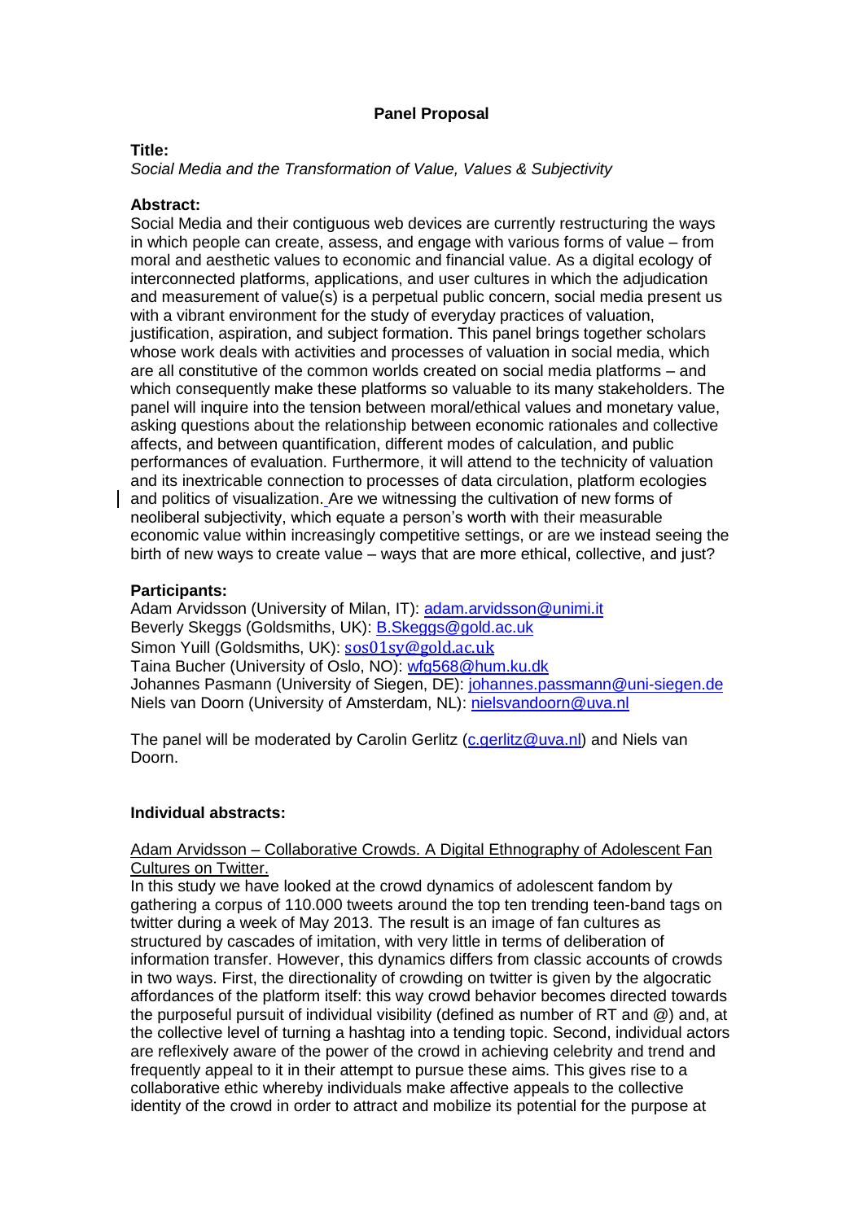**Panel Proposal**

**Title:**

*Social Media and the Transformation of Value, Values & Subjectivity*

**Abstract:**

Social Media and their contiguous web devices are currently restructuring the ways in which people can create, assess, and engage with various forms of value – from moral and aesthetic values to economic and financial value. As a digital ecology of interconnected platforms, applications, and user cultures in which the adjudication and measurement of value(s) is a perpetual public concern, social media present us with a vibrant environment for the study of everyday practices of valuation, justification, aspiration, and subject formation. This panel brings together scholars whose work deals with activities and processes of valuation in social media, which are all constitutive of the common worlds created on social media platforms – and which consequently make these platforms so valuable to its many stakeholders. The panel will inquire into the tension between moral/ethical values and monetary value, asking questions about the relationship between economic rationales and collective affects, and between quantification, different modes of calculation, and public performances of evaluation. Furthermore, it will attend to the technicity of valuation and its inextricable connection to processes of data circulation, platform ecologies and politics of visualization. Are we witnessing the cultivation of new forms of neoliberal subjectivity, which equate a person's worth with their measurable economic value within increasingly competitive settings, or are we instead seeing the birth of new ways to create value – ways that are more ethical, collective, and just?

**Participants:**

Adam Arvidsson (University of Milan, IT): adam.arvidsson@unimi.it
Beverly Skeggs (Goldsmiths, UK): B.Skeggs@gold.ac.uk
Simon Yuill (Goldsmiths, UK): sos01sy@gold.ac.uk
Taina Bucher (University of Oslo, NO): wfg568@hum.ku.dk
Johannes Pasmann (University of Siegen, DE): johannes.passmann@uni-siegen.de
Niels van Doorn (University of Amsterdam, NL): nielsvandoorn@uva.nl

The panel will be moderated by Carolin Gerlitz (c.gerlitz@uva.nl) and Niels van Doorn.

**Individual abstracts:**

Adam Arvidsson – Collaborative Crowds. A Digital Ethnography of Adolescent Fan Cultures on Twitter.

In this study we have looked at the crowd dynamics of adolescent fandom by gathering a corpus of 110.000 tweets around the top ten trending teen-band tags on twitter during a week of May 2013. The result is an image of fan cultures as structured by cascades of imitation, with very little in terms of deliberation of information transfer. However, this dynamics differs from classic accounts of crowds in two ways. First, the directionality of crowding on twitter is given by the algocratic affordances of the platform itself: this way crowd behavior becomes directed towards the purposeful pursuit of individual visibility (defined as number of RT and @) and, at the collective level of turning a hashtag into a tending topic. Second, individual actors are reflexively aware of the power of the crowd in achieving celebrity and trend and frequently appeal to it in their attempt to pursue these aims. This gives rise to a collaborative ethic whereby individuals make affective appeals to the collective identity of the crowd in order to attract and mobilize its potential for the purpose at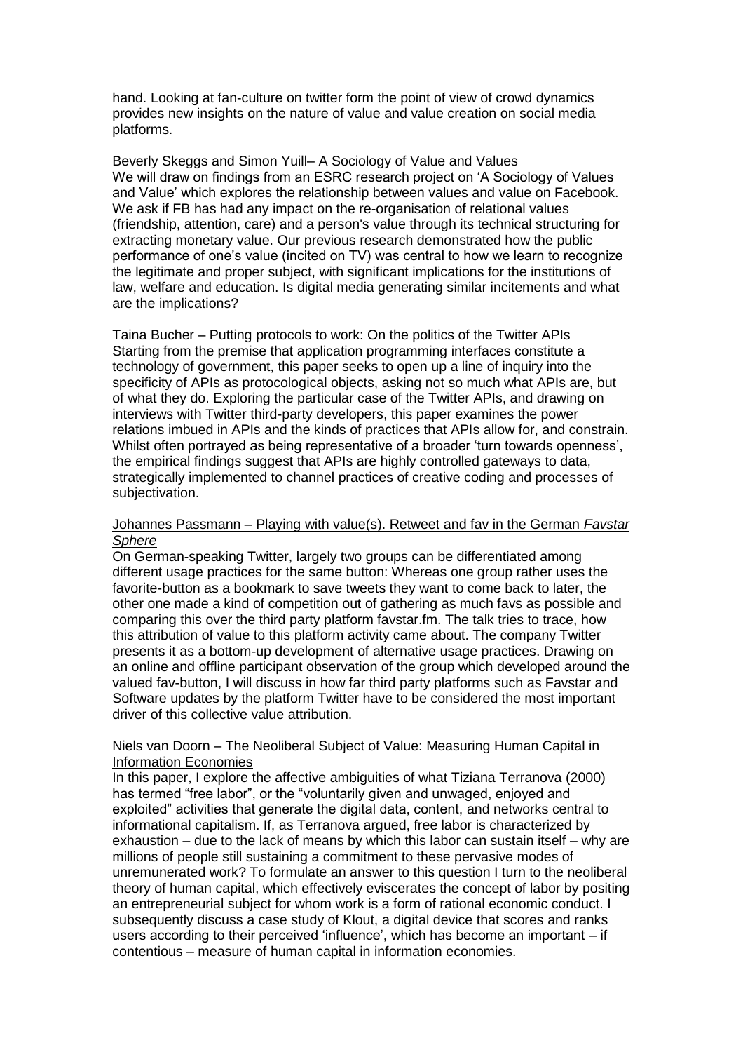hand. Looking at fan-culture on twitter form the point of view of crowd dynamics provides new insights on the nature of value and value creation on social media platforms.

<u>Beverly Skeggs and Simon Yuill– A Sociology of Value and Values</u>
We will draw on findings from an ESRC research project on 'A Sociology of Values and Value' which explores the relationship between values and value on Facebook. We ask if FB has had any impact on the re-organisation of relational values (friendship, attention, care) and a person's value through its technical structuring for extracting monetary value. Our previous research demonstrated how the public performance of one's value (incited on TV) was central to how we learn to recognize the legitimate and proper subject, with significant implications for the institutions of law, welfare and education. Is digital media generating similar incitements and what are the implications?

<u>Taina Bucher – Putting protocols to work: On the politics of the Twitter APIs</u>
Starting from the premise that application programming interfaces constitute a technology of government, this paper seeks to open up a line of inquiry into the specificity of APIs as protocological objects, asking not so much what APIs are, but of what they do. Exploring the particular case of the Twitter APIs, and drawing on interviews with Twitter third-party developers, this paper examines the power relations imbued in APIs and the kinds of practices that APIs allow for, and constrain. Whilst often portrayed as being representative of a broader 'turn towards openness', the empirical findings suggest that APIs are highly controlled gateways to data, strategically implemented to channel practices of creative coding and processes of subjectivation.

<u>Johannes Passmann – Playing with value(s). Retweet and fav in the German *Favstar Sphere*</u>
On German-speaking Twitter, largely two groups can be differentiated among different usage practices for the same button: Whereas one group rather uses the favorite-button as a bookmark to save tweets they want to come back to later, the other one made a kind of competition out of gathering as much favs as possible and comparing this over the third party platform favstar.fm. The talk tries to trace, how this attribution of value to this platform activity came about. The company Twitter presents it as a bottom-up development of alternative usage practices. Drawing on an online and offline participant observation of the group which developed around the valued fav-button, I will discuss in how far third party platforms such as Favstar and Software updates by the platform Twitter have to be considered the most important driver of this collective value attribution.

<u>Niels van Doorn – The Neoliberal Subject of Value: Measuring Human Capital in Information Economies</u>
In this paper, I explore the affective ambiguities of what Tiziana Terranova (2000) has termed "free labor", or the "voluntarily given and unwaged, enjoyed and exploited" activities that generate the digital data, content, and networks central to informational capitalism. If, as Terranova argued, free labor is characterized by exhaustion – due to the lack of means by which this labor can sustain itself – why are millions of people still sustaining a commitment to these pervasive modes of unremunerated work? To formulate an answer to this question I turn to the neoliberal theory of human capital, which effectively eviscerates the concept of labor by positing an entrepreneurial subject for whom work is a form of rational economic conduct. I subsequently discuss a case study of Klout, a digital device that scores and ranks users according to their perceived 'influence', which has become an important – if contentious – measure of human capital in information economies.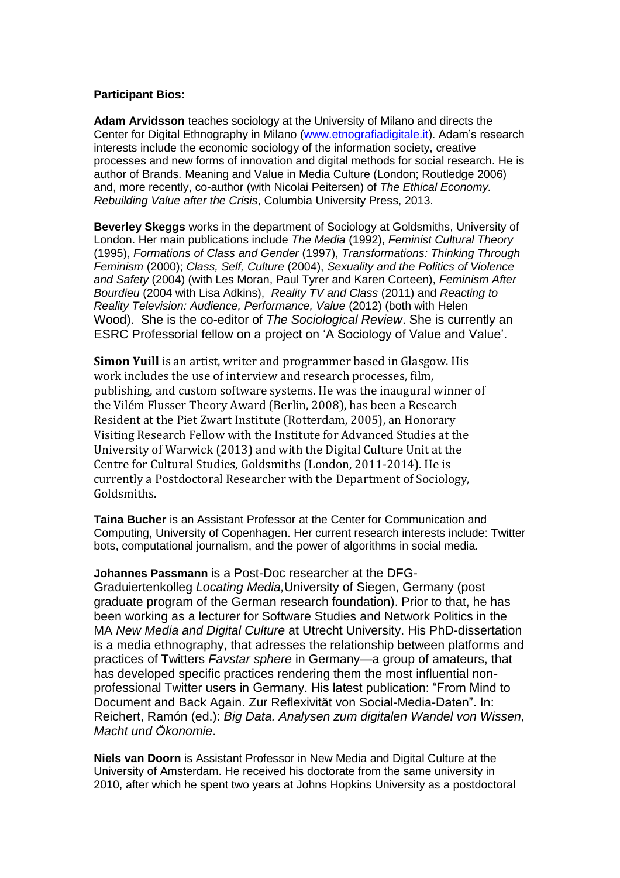**Participant Bios:**

**Adam Arvidsson** teaches sociology at the University of Milano and directs the Center for Digital Ethnography in Milano (www.etnografiadigitale.it). Adam's research interests include the economic sociology of the information society, creative processes and new forms of innovation and digital methods for social research. He is author of Brands. Meaning and Value in Media Culture (London; Routledge 2006) and, more recently, co-author (with Nicolai Peitersen) of *The Ethical Economy. Rebuilding Value after the Crisis*, Columbia University Press, 2013.

**Beverley Skeggs** works in the department of Sociology at Goldsmiths, University of London. Her main publications include *The Media* (1992), *Feminist Cultural Theory* (1995), *Formations of Class and Gender* (1997), *Transformations: Thinking Through Feminism* (2000); *Class, Self, Culture* (2004), *Sexuality and the Politics of Violence and Safety* (2004) (with Les Moran, Paul Tyrer and Karen Corteen), *Feminism After Bourdieu* (2004 with Lisa Adkins), *Reality TV and Class* (2011) and *Reacting to Reality Television: Audience, Performance, Value* (2012) (both with Helen Wood). She is the co-editor of *The Sociological Review*. She is currently an ESRC Professorial fellow on a project on 'A Sociology of Value and Value'.

**Simon Yuill** is an artist, writer and programmer based in Glasgow. His work includes the use of interview and research processes, film, publishing, and custom software systems. He was the inaugural winner of the Vilém Flusser Theory Award (Berlin, 2008), has been a Research Resident at the Piet Zwart Institute (Rotterdam, 2005), an Honorary Visiting Research Fellow with the Institute for Advanced Studies at the University of Warwick (2013) and with the Digital Culture Unit at the Centre for Cultural Studies, Goldsmiths (London, 2011-2014). He is currently a Postdoctoral Researcher with the Department of Sociology, Goldsmiths.

**Taina Bucher** is an Assistant Professor at the Center for Communication and Computing, University of Copenhagen. Her current research interests include: Twitter bots, computational journalism, and the power of algorithms in social media.

**Johannes Passmann** is a Post-Doc researcher at the DFG-Graduiertenkolleg *Locating Media,*University of Siegen, Germany (post graduate program of the German research foundation). Prior to that, he has been working as a lecturer for Software Studies and Network Politics in the MA *New Media and Digital Culture* at Utrecht University. His PhD-dissertation is a media ethnography, that adresses the relationship between platforms and practices of Twitters *Favstar sphere* in Germany—a group of amateurs, that has developed specific practices rendering them the most influential non-professional Twitter users in Germany. His latest publication: "From Mind to Document and Back Again. Zur Reflexivität von Social-Media-Daten". In: Reichert, Ramón (ed.): *Big Data. Analysen zum digitalen Wandel von Wissen, Macht und Ökonomie*.

**Niels van Doorn** is Assistant Professor in New Media and Digital Culture at the University of Amsterdam. He received his doctorate from the same university in 2010, after which he spent two years at Johns Hopkins University as a postdoctoral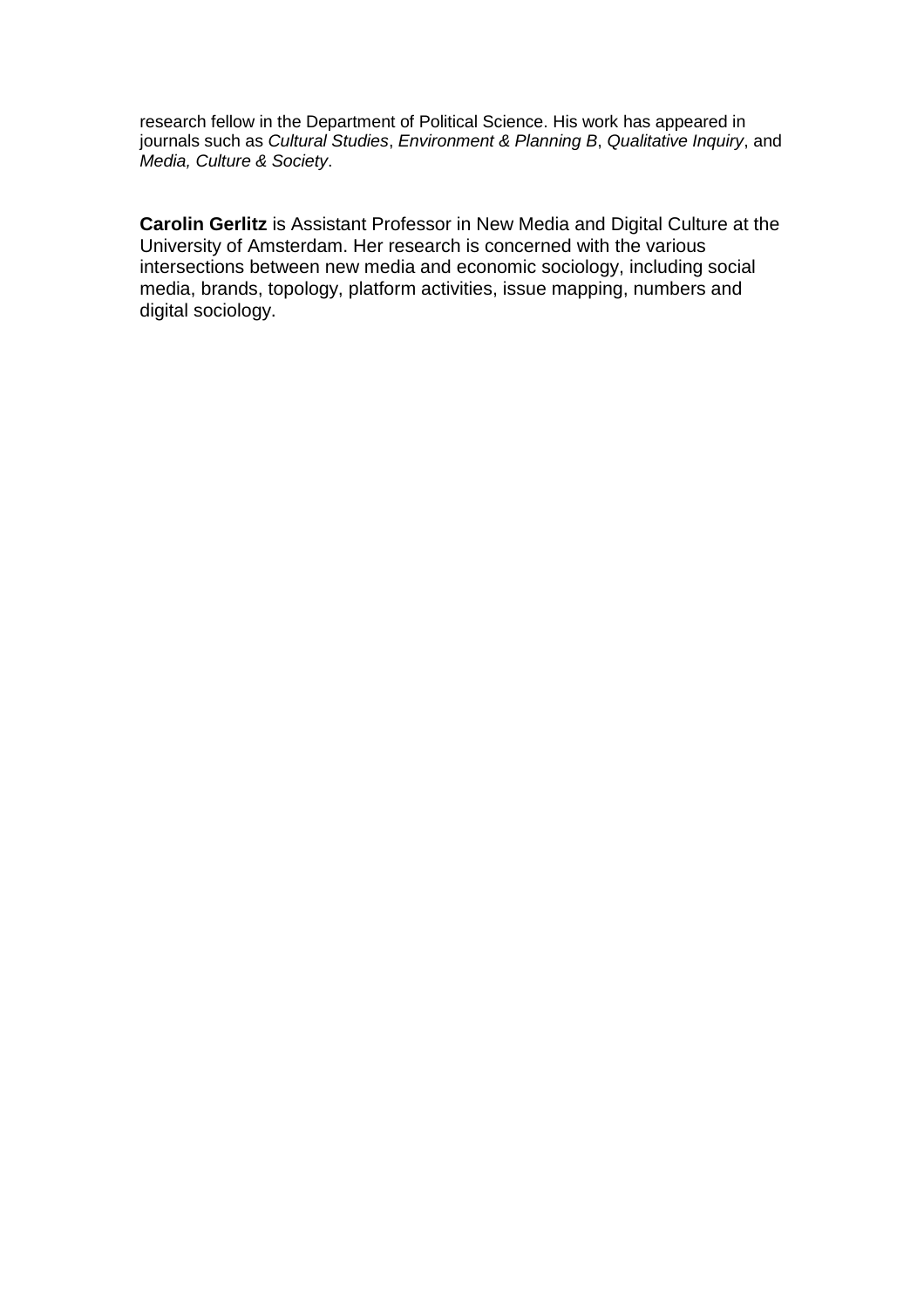research fellow in the Department of Political Science. His work has appeared in journals such as *Cultural Studies*, *Environment & Planning B*, *Qualitative Inquiry*, and *Media, Culture & Society*.

**Carolin Gerlitz** is Assistant Professor in New Media and Digital Culture at the University of Amsterdam. Her research is concerned with the various intersections between new media and economic sociology, including social media, brands, topology, platform activities, issue mapping, numbers and digital sociology.